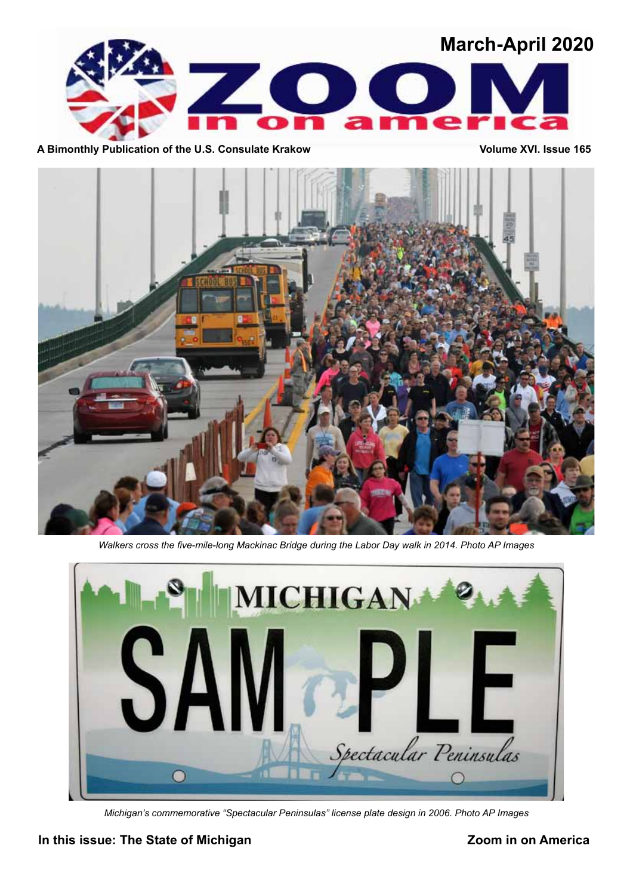# ZOOM in on america

**March-April 2020**

**A Bimonthly Publication of the U.S. Consulate Krakow** — **Volume XVI. Issue 165**

*Walkers cross the five-mile-long Mackinac Bridge during the Labor Day walk in 2014. Photo AP Images*

*Michigan's commemorative "Spectacular Peninsulas" license plate design in 2006. Photo AP Images*

**In this issue: The State of Michigan**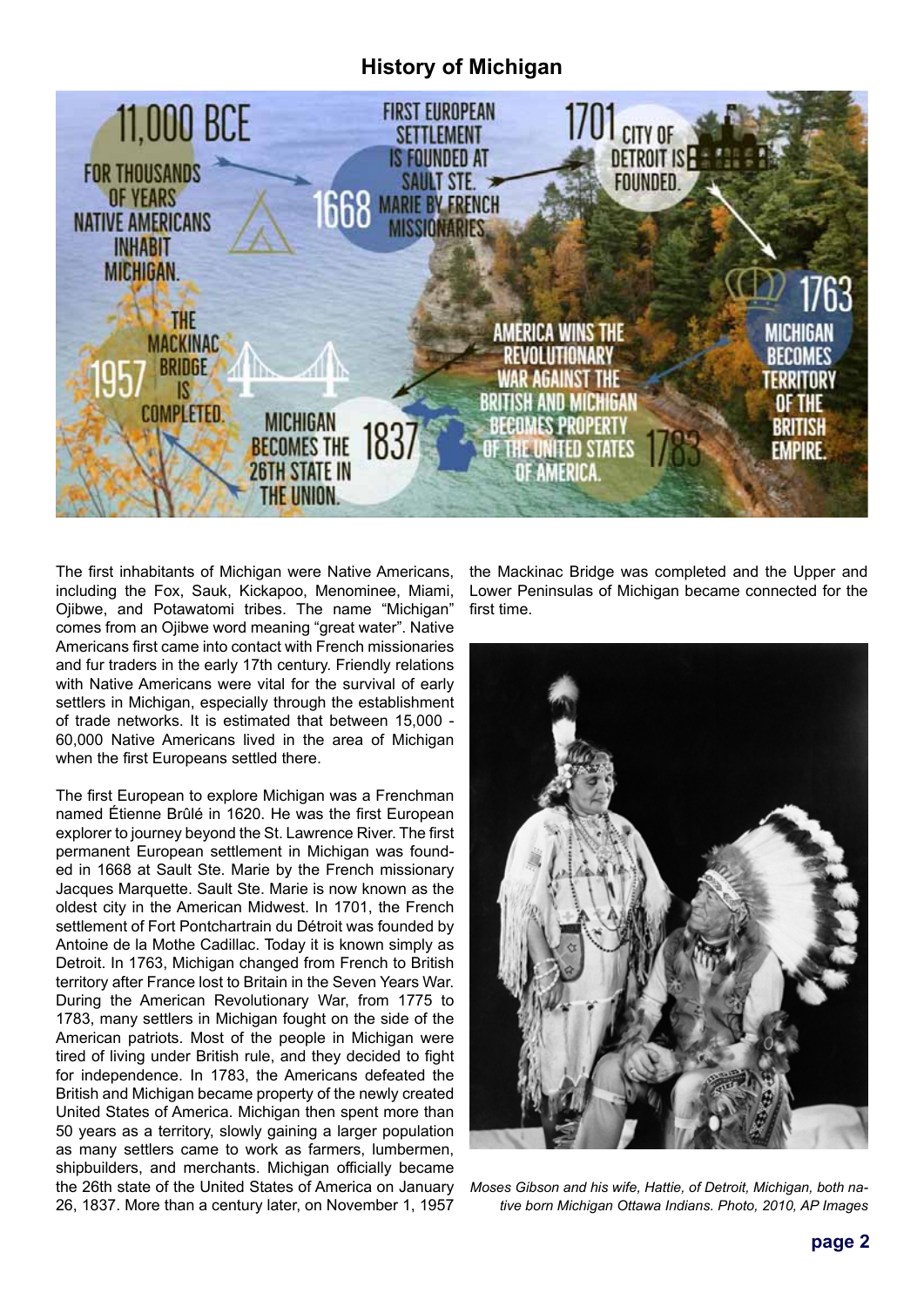# History of Michigan

The first inhabitants of Michigan were Native Americans, including the Fox, Sauk, Kickapoo, Menominee, Miami, Ojibwe, and Potawatomi tribes. The name "Michigan" comes from an Ojibwe word meaning "great water". Native Americans first came into contact with French missionaries and fur traders in the early 17th century. Friendly relations with Native Americans were vital for the survival of early settlers in Michigan, especially through the establishment of trade networks. It is estimated that between 15,000 - 60,000 Native Americans lived in the area of Michigan when the first Europeans settled there.

The first European to explore Michigan was a Frenchman named Étienne Brûlé in 1620. He was the first European explorer to journey beyond the St. Lawrence River. The first permanent European settlement in Michigan was founded in 1668 at Sault Ste. Marie by the French missionary Jacques Marquette. Sault Ste. Marie is now known as the oldest city in the American Midwest. In 1701, the French settlement of Fort Pontchartrain du Détroit was founded by Antoine de la Mothe Cadillac. Today it is known simply as Detroit. In 1763, Michigan changed from French to British territory after France lost to Britain in the Seven Years War. During the American Revolutionary War, from 1775 to 1783, many settlers in Michigan fought on the side of the American patriots. Most of the people in Michigan were tired of living under British rule, and they decided to fight for independence. In 1783, the Americans defeated the British and Michigan became property of the newly created United States of America. Michigan then spent more than 50 years as a territory, slowly gaining a larger population as many settlers came to work as farmers, lumbermen, shipbuilders, and merchants. Michigan officially became the 26th state of the United States of America on January 26, 1837. More than a century later, on November 1, 1957 the Mackinac Bridge was completed and the Upper and Lower Peninsulas of Michigan became connected for the first time.

*Moses Gibson and his wife, Hattie, of Detroit, Michigan, both native born Michigan Ottawa Indians. Photo, 2010, AP Images*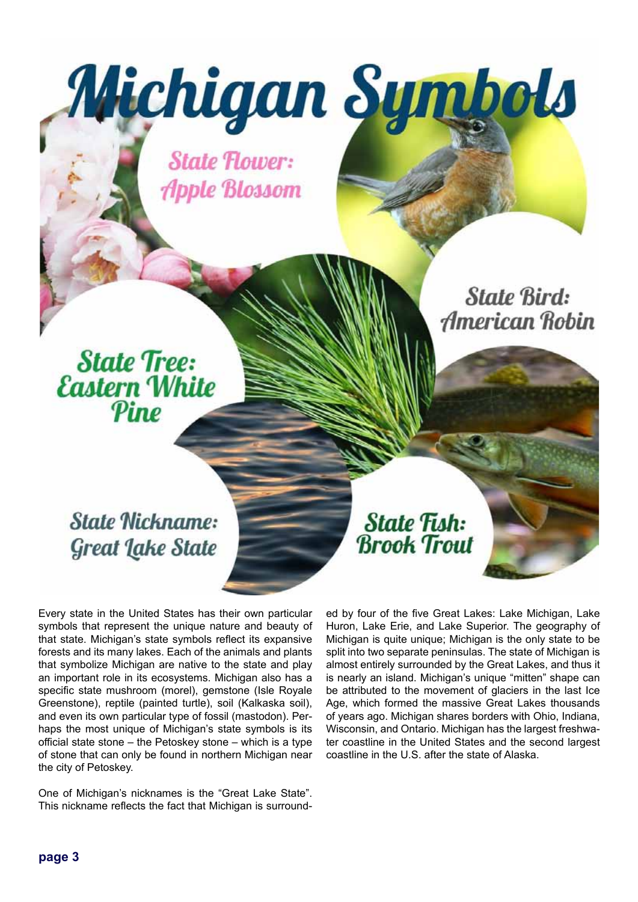# Michigan Symbols

**State Flower:** Apple Blossom

**State Bird:** American Robin

**State Tree:** Eastern White Pine

**State Nickname:** Great Lake State

**State Fish:** Brook Trout

Every state in the United States has their own particular symbols that represent the unique nature and beauty of that state. Michigan's state symbols reflect its expansive forests and its many lakes. Each of the animals and plants that symbolize Michigan are native to the state and play an important role in its ecosystems. Michigan also has a specific state mushroom (morel), gemstone (Isle Royale Greenstone), reptile (painted turtle), soil (Kalkaska soil), and even its own particular type of fossil (mastodon). Perhaps the most unique of Michigan's state symbols is its official state stone – the Petoskey stone – which is a type of stone that can only be found in northern Michigan near the city of Petoskey.

One of Michigan's nicknames is the "Great Lake State". This nickname reflects the fact that Michigan is surrounded by four of the five Great Lakes: Lake Michigan, Lake Huron, Lake Erie, and Lake Superior. The geography of Michigan is quite unique; Michigan is the only state to be split into two separate peninsulas. The state of Michigan is almost entirely surrounded by the Great Lakes, and thus it is nearly an island. Michigan's unique "mitten" shape can be attributed to the movement of glaciers in the last Ice Age, which formed the massive Great Lakes thousands of years ago. Michigan shares borders with Ohio, Indiana, Wisconsin, and Ontario. Michigan has the largest freshwater coastline in the United States and the second largest coastline in the U.S. after the state of Alaska.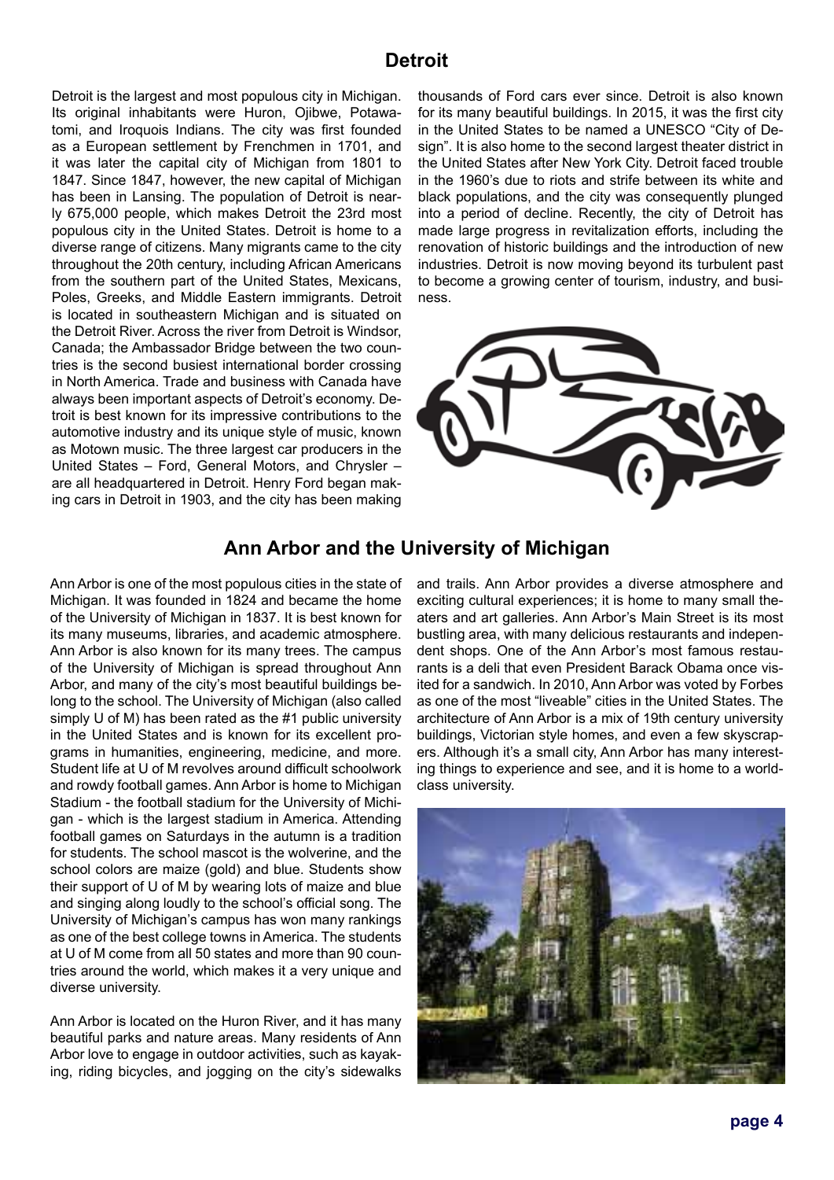## Detroit

Detroit is the largest and most populous city in Michigan. Its original inhabitants were Huron, Ojibwe, Potawatomi, and Iroquois Indians. The city was first founded as a European settlement by Frenchmen in 1701, and it was later the capital city of Michigan from 1801 to 1847. Since 1847, however, the new capital of Michigan has been in Lansing. The population of Detroit is nearly 675,000 people, which makes Detroit the 23rd most populous city in the United States. Detroit is home to a diverse range of citizens. Many migrants came to the city throughout the 20th century, including African Americans from the southern part of the United States, Mexicans, Poles, Greeks, and Middle Eastern immigrants. Detroit is located in southeastern Michigan and is situated on the Detroit River. Across the river from Detroit is Windsor, Canada; the Ambassador Bridge between the two countries is the second busiest international border crossing in North America. Trade and business with Canada have always been important aspects of Detroit's economy. Detroit is best known for its impressive contributions to the automotive industry and its unique style of music, known as Motown music. The three largest car producers in the United States – Ford, General Motors, and Chrysler – are all headquartered in Detroit. Henry Ford began making cars in Detroit in 1903, and the city has been making thousands of Ford cars ever since. Detroit is also known for its many beautiful buildings. In 2015, it was the first city in the United States to be named a UNESCO "City of Design". It is also home to the second largest theater district in the United States after New York City. Detroit faced trouble in the 1960's due to riots and strife between its white and black populations, and the city was consequently plunged into a period of decline. Recently, the city of Detroit has made large progress in revitalization efforts, including the renovation of historic buildings and the introduction of new industries. Detroit is now moving beyond its turbulent past to become a growing center of tourism, industry, and business.

## Ann Arbor and the University of Michigan

Ann Arbor is one of the most populous cities in the state of Michigan. It was founded in 1824 and became the home of the University of Michigan in 1837. It is best known for its many museums, libraries, and academic atmosphere. Ann Arbor is also known for its many trees. The campus of the University of Michigan is spread throughout Ann Arbor, and many of the city's most beautiful buildings belong to the school. The University of Michigan (also called simply U of M) has been rated as the #1 public university in the United States and is known for its excellent programs in humanities, engineering, medicine, and more. Student life at U of M revolves around difficult schoolwork and rowdy football games. Ann Arbor is home to Michigan Stadium - the football stadium for the University of Michigan - which is the largest stadium in America. Attending football games on Saturdays in the autumn is a tradition for students. The school mascot is the wolverine, and the school colors are maize (gold) and blue. Students show their support of U of M by wearing lots of maize and blue and singing along loudly to the school's official song. The University of Michigan's campus has won many rankings as one of the best college towns in America. The students at U of M come from all 50 states and more than 90 countries around the world, which makes it a very unique and diverse university.

Ann Arbor is located on the Huron River, and it has many beautiful parks and nature areas. Many residents of Ann Arbor love to engage in outdoor activities, such as kayaking, riding bicycles, and jogging on the city's sidewalks and trails. Ann Arbor provides a diverse atmosphere and exciting cultural experiences; it is home to many small theaters and art galleries. Ann Arbor's Main Street is its most bustling area, with many delicious restaurants and independent shops. One of the Ann Arbor's most famous restaurants is a deli that even President Barack Obama once visited for a sandwich. In 2010, Ann Arbor was voted by Forbes as one of the most "liveable" cities in the United States. The architecture of Ann Arbor is a mix of 19th century university buildings, Victorian style homes, and even a few skyscrapers. Although it's a small city, Ann Arbor has many interesting things to experience and see, and it is home to a world-class university.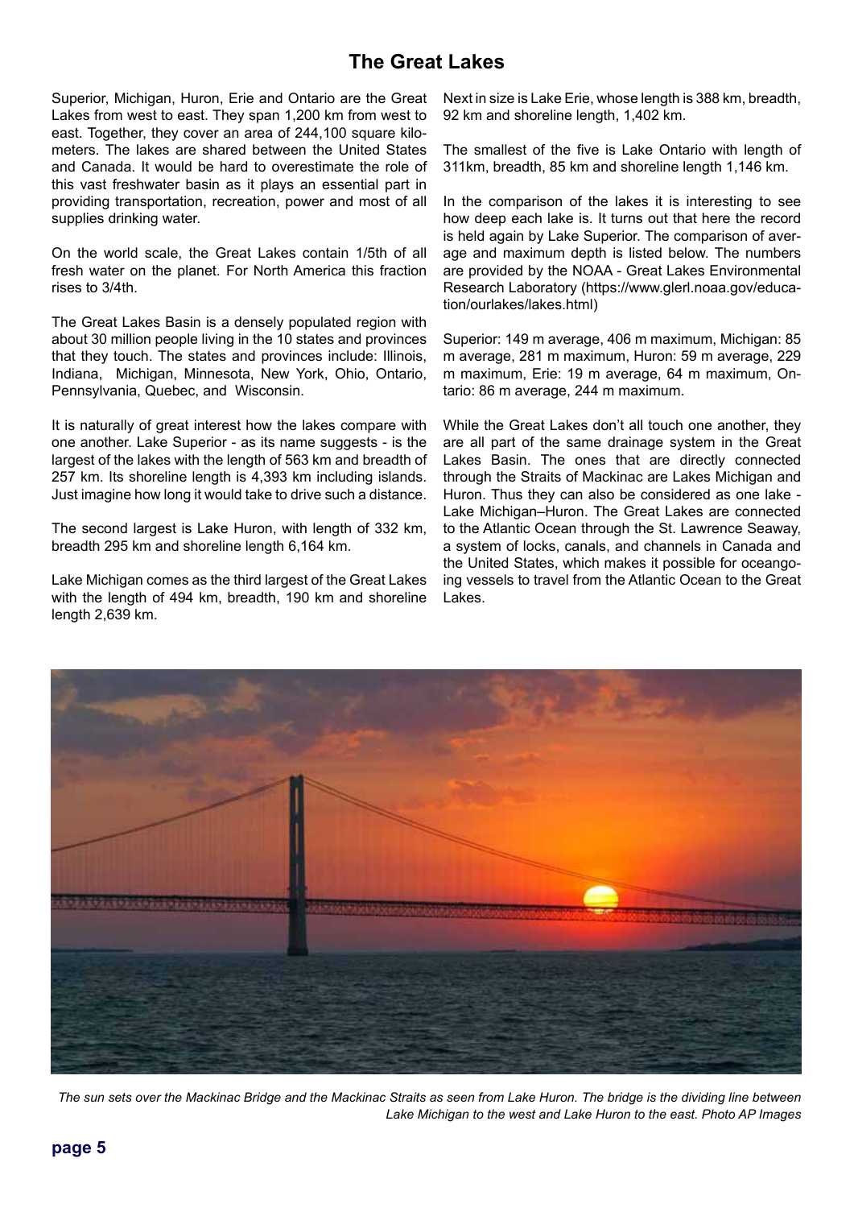# The Great Lakes

Superior, Michigan, Huron, Erie and Ontario are the Great Lakes from west to east. They span 1,200 km from west to east. Together, they cover an area of 244,100 square kilometers. The lakes are shared between the United States and Canada. It would be hard to overestimate the role of this vast freshwater basin as it plays an essential part in providing transportation, recreation, power and most of all supplies drinking water.

On the world scale, the Great Lakes contain 1/5th of all fresh water on the planet. For North America this fraction rises to 3/4th.

The Great Lakes Basin is a densely populated region with about 30 million people living in the 10 states and provinces that they touch. The states and provinces include: Illinois, Indiana, Michigan, Minnesota, New York, Ohio, Ontario, Pennsylvania, Quebec, and Wisconsin.

It is naturally of great interest how the lakes compare with one another. Lake Superior - as its name suggests - is the largest of the lakes with the length of 563 km and breadth of 257 km. Its shoreline length is 4,393 km including islands. Just imagine how long it would take to drive such a distance.

The second largest is Lake Huron, with length of 332 km, breadth 295 km and shoreline length 6,164 km.

Lake Michigan comes as the third largest of the Great Lakes with the length of 494 km, breadth, 190 km and shoreline length 2,639 km.

Next in size is Lake Erie, whose length is 388 km, breadth, 92 km and shoreline length, 1,402 km.

The smallest of the five is Lake Ontario with length of 311km, breadth, 85 km and shoreline length 1,146 km.

In the comparison of the lakes it is interesting to see how deep each lake is. It turns out that here the record is held again by Lake Superior. The comparison of average and maximum depth is listed below. The numbers are provided by the NOAA - Great Lakes Environmental Research Laboratory (https://www.glerl.noaa.gov/education/ourlakes/lakes.html)

Superior: 149 m average, 406 m maximum, Michigan: 85 m average, 281 m maximum, Huron: 59 m average, 229 m maximum, Erie: 19 m average, 64 m maximum, Ontario: 86 m average, 244 m maximum.

While the Great Lakes don't all touch one another, they are all part of the same drainage system in the Great Lakes Basin. The ones that are directly connected through the Straits of Mackinac are Lakes Michigan and Huron. Thus they can also be considered as one lake - Lake Michigan–Huron. The Great Lakes are connected to the Atlantic Ocean through the St. Lawrence Seaway, a system of locks, canals, and channels in Canada and the United States, which makes it possible for oceangoing vessels to travel from the Atlantic Ocean to the Great Lakes.

*The sun sets over the Mackinac Bridge and the Mackinac Straits as seen from Lake Huron. The bridge is the dividing line between Lake Michigan to the west and Lake Huron to the east. Photo AP Images*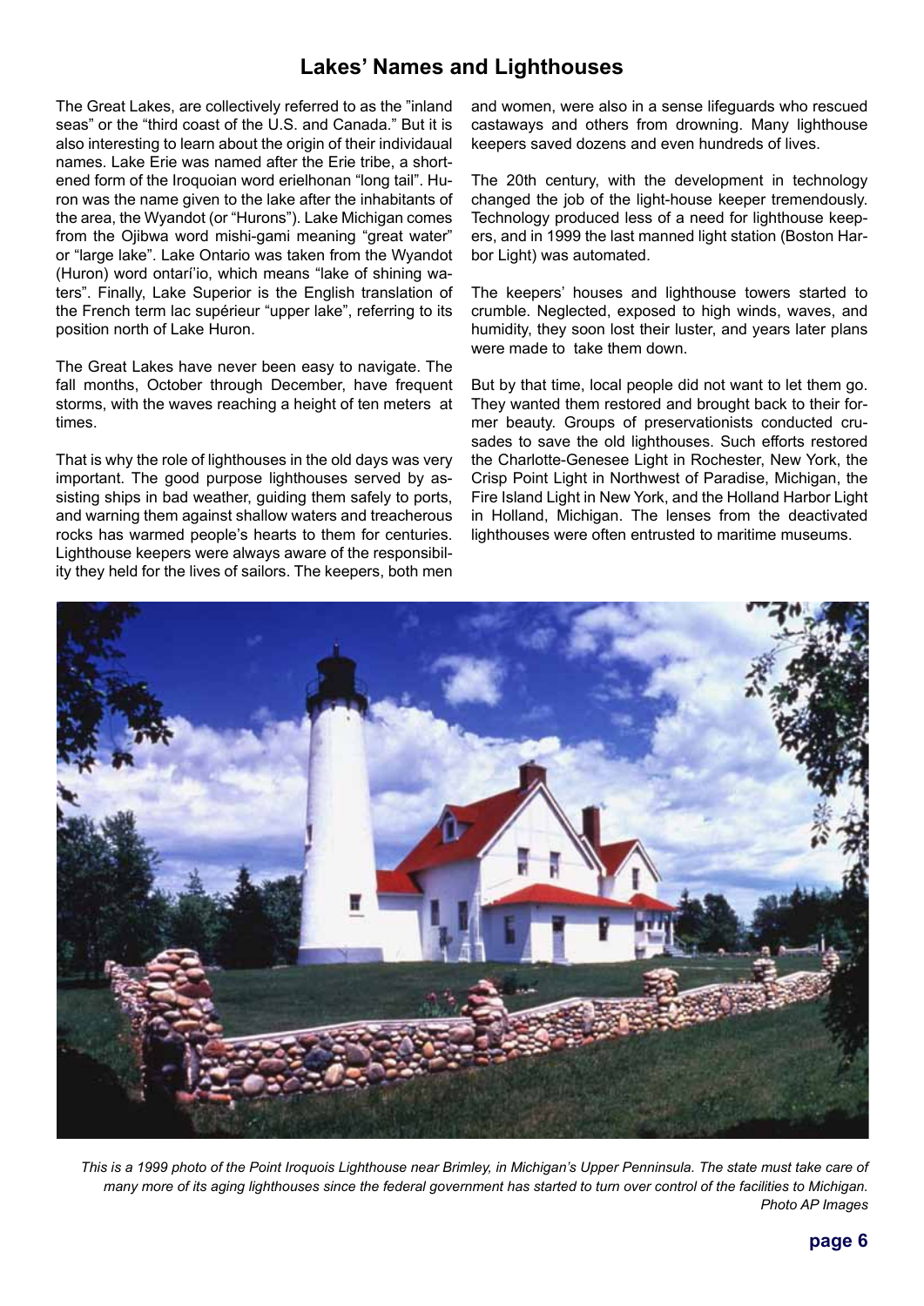# Lakes' Names and Lighthouses

The Great Lakes, are collectively referred to as the "inland seas" or the "third coast of the U.S. and Canada." But it is also interesting to learn about the origin of their individaual names. Lake Erie was named after the Erie tribe, a shortened form of the Iroquoian word erielhonan "long tail". Huron was the name given to the lake after the inhabitants of the area, the Wyandot (or "Hurons"). Lake Michigan comes from the Ojibwa word mishi-gami meaning "great water" or "large lake". Lake Ontario was taken from the Wyandot (Huron) word ontarí'io, which means "lake of shining waters". Finally, Lake Superior is the English translation of the French term lac supérieur "upper lake", referring to its position north of Lake Huron.

The Great Lakes have never been easy to navigate. The fall months, October through December, have frequent storms, with the waves reaching a height of ten meters at times.

That is why the role of lighthouses in the old days was very important. The good purpose lighthouses served by assisting ships in bad weather, guiding them safely to ports, and warning them against shallow waters and treacherous rocks has warmed people's hearts to them for centuries. Lighthouse keepers were always aware of the responsibility they held for the lives of sailors. The keepers, both men and women, were also in a sense lifeguards who rescued castaways and others from drowning. Many lighthouse keepers saved dozens and even hundreds of lives.

The 20th century, with the development in technology changed the job of the light-house keeper tremendously. Technology produced less of a need for lighthouse keepers, and in 1999 the last manned light station (Boston Harbor Light) was automated.

The keepers' houses and lighthouse towers started to crumble. Neglected, exposed to high winds, waves, and humidity, they soon lost their luster, and years later plans were made to take them down.

But by that time, local people did not want to let them go. They wanted them restored and brought back to their former beauty. Groups of preservationists conducted crusades to save the old lighthouses. Such efforts restored the Charlotte-Genesee Light in Rochester, New York, the Crisp Point Light in Northwest of Paradise, Michigan, the Fire Island Light in New York, and the Holland Harbor Light in Holland, Michigan. The lenses from the deactivated lighthouses were often entrusted to maritime museums.

*This is a 1999 photo of the Point Iroquois Lighthouse near Brimley, in Michigan's Upper Pennsinsula. The state must take care of many more of its aging lighthouses since the federal government has started to turn over control of the facilities to Michigan.*
*Photo AP Images*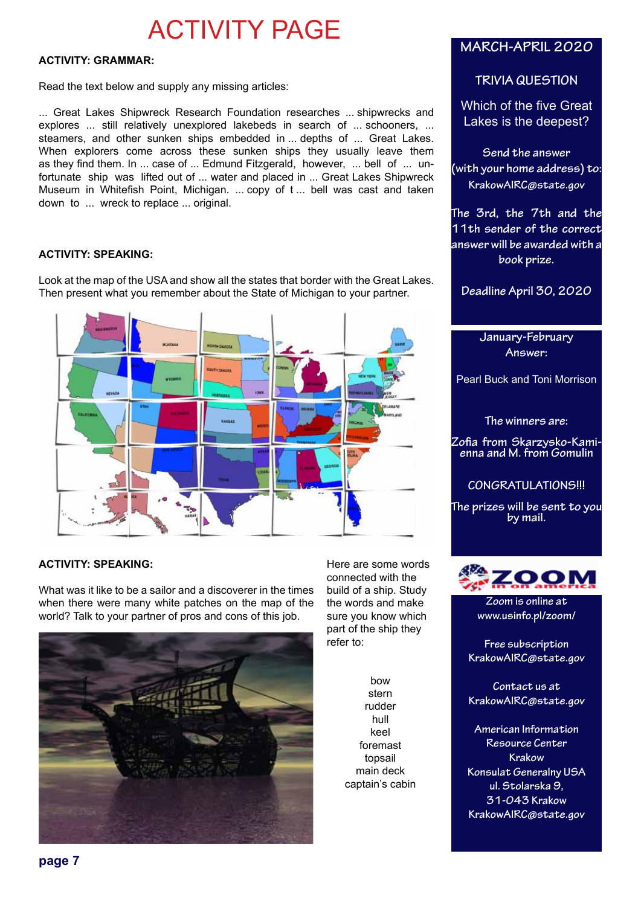# ACTIVITY PAGE

**ACTIVITY: GRAMMAR:**

Read the text below and supply any missing articles:

... Great Lakes Shipwreck Research Foundation researches ... shipwrecks and explores ... still relatively unexplored lakebeds in search of ... schooners, ... steamers, and other sunken ships embedded in ... depths of ... Great Lakes. When explorers come across these sunken ships they usually leave them as they find them. In ... case of ... Edmund Fitzgerald, however, ... bell of ... unfortunate ship was lifted out of ... water and placed in ... Great Lakes Shipwreck Museum in Whitefish Point, Michigan. ... copy of t ... bell was cast and taken down to ... wreck to replace ... original.

**ACTIVITY: SPEAKING:**

Look at the map of the USA and show all the states that border with the Great Lakes. Then present what you remember about the State of Michigan to your partner.

**ACTIVITY: SPEAKING:**

What was it like to be a sailor and a discoverer in the times when there were many white patches on the map of the world? Talk to your partner of pros and cons of this job.

Here are some words connected with the build of a ship. Study the words and make sure you know which part of the ship they refer to:

bow
stern
rudder
hull
keel
foremast
topsail
main deck
captain's cabin

## MARCH-APRIL 2020

### TRIVIA QUESTION

Which of the five Great Lakes is the deepest?

Send the answer (with your home address) to: KrakowAIRC@state.gov

The 3rd, the 7th and the 11th sender of the correct answer will be awarded with a book prize.

Deadline April 30, 2020

### January-February Answer:

Pearl Buck and Toni Morrison

The winners are:

Zofia from Skarzysko-Kamienna and M. from Gomulin

CONGRATULATIONS!!!

The prizes will be sent to you by mail.

**ZOOM in on america**

Zoom is online at www.usinfo.pl/zoom/

Free subscription KrakowAIRC@state.gov

Contact us at KrakowAIRC@state.gov

American Information Resource Center Krakow
Konsulat Generalny USA
ul. Stolarska 9,
31-043 Krakow
KrakowAIRC@state.gov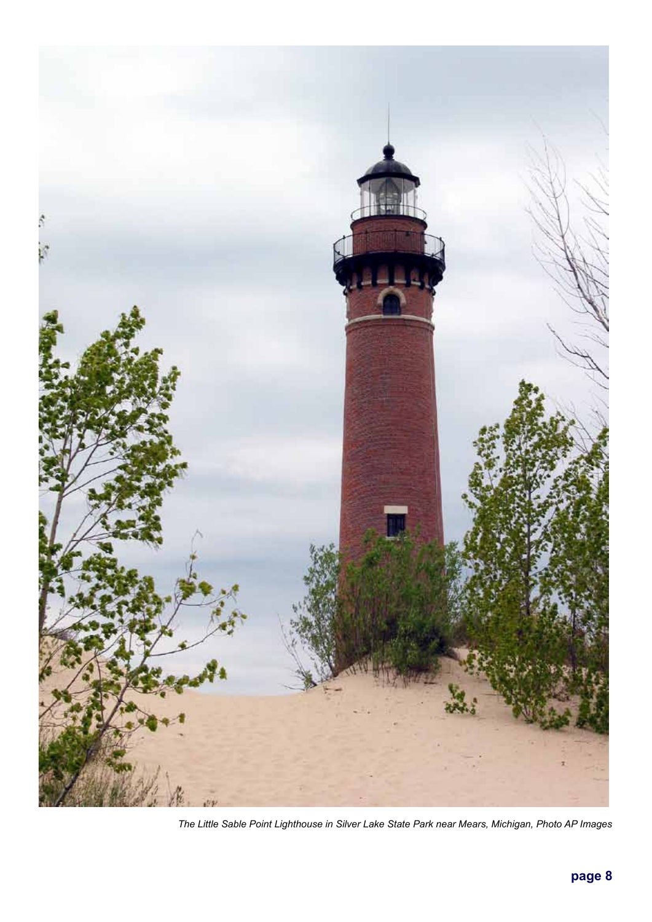*The Little Sable Point Lighthouse in Silver Lake State Park near Mears, Michigan, Photo AP Images*